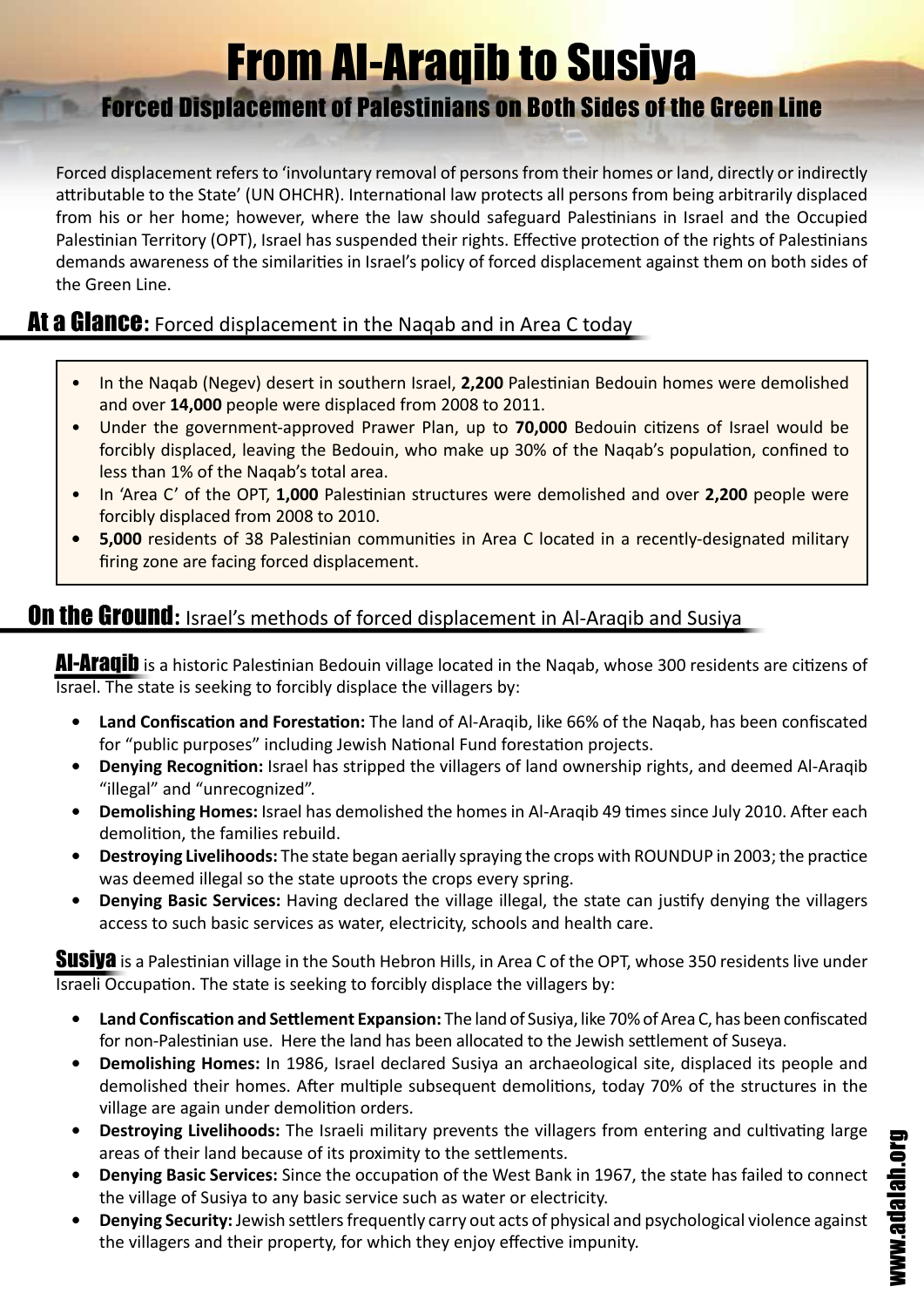# From Al-Araqib to Susiya

## Forced Displacement of Palestinians on Both Sides of the Green Line

Forced displacement refers to 'involuntary removal of persons from their homes or land, directly or indirectly attributable to the State' (UN OHCHR). International law protects all persons from being arbitrarily displaced from his or her home; however, where the law should safeguard Palestinians in Israel and the Occupied Palestinian Territory (OPT), Israel has suspended their rights. Effective protection of the rights of Palestinians demands awareness of the similarities in Israel's policy of forced displacement against them on both sides of the Green Line.

## At a Glance: Forced displacement in the Naqab and in Area C today

- In the Naqab (Negev) desert in southern Israel, **2,200** Palestinian Bedouin homes were demolished and over **14,000** people were displaced from 2008 to 2011.
- Under the government-approved Prawer Plan, up to **70,000** Bedouin citizens of Israel would be forcibly displaced, leaving the Bedouin, who make up 30% of the Naqab's population, confined to less than 1% of the Naqab's total area.
- In 'Area C' of the OPT, **1,000** Palestinian structures were demolished and over **2,200** people were forcibly displaced from 2008 to 2010.
- **5,000** residents of 38 Palestinian communities in Area C located in a recently-designated military firing zone are facing forced displacement.

## On the Ground: Israel's methods of forced displacement in Al-Araqib and Susiya

**Al-Araqib** is a historic Palestinian Bedouin village located in the Naqab, whose 300 residents are citizens of Israel. The state is seeking to forcibly displace the villagers by:

- **Land Confiscation and Forestation:** The land of Al-Araqib, like 66% of the Naqab, has been confiscated for "public purposes" including Jewish National Fund forestation projects.
- **Denying Recognition:** Israel has stripped the villagers of land ownership rights, and deemed Al-Araqib "illegal" and "unrecognized".
- **Demolishing Homes:** Israel has demolished the homes in Al-Araqib 49 times since July 2010. After each demolition, the families rebuild.
- **Destroying Livelihoods:** The state began aerially spraying the crops with ROUNDUP in 2003; the practice was deemed illegal so the state uproots the crops every spring.
- **Denying Basic Services:** Having declared the village illegal, the state can justify denying the villagers access to such basic services as water, electricity, schools and health care.

**Susiya** is a Palestinian village in the South Hebron Hills, in Area C of the OPT, whose 350 residents live under Israeli Occupation. The state is seeking to forcibly displace the villagers by:

- **Land Confiscation and Settlement Expansion:** The land of Susiya, like 70% of Area C, has been confiscated for non-Palestinian use. Here the land has been allocated to the Jewish settlement of Suseya.
- **Demolishing Homes:** In 1986, Israel declared Susiya an archaeological site, displaced its people and demolished their homes. After multiple subsequent demolitions, today 70% of the structures in the village are again under demolition orders.
- **Destroying Livelihoods:** The Israeli military prevents the villagers from entering and cultivating large areas of their land because of its proximity to the settlements.
- **Denying Basic Services:** Since the occupation of the West Bank in 1967, the state has failed to connect the village of Susiya to any basic service such as water or electricity.
- **Denying Security:** Jewish settlers frequently carry out acts of physical and psychological violence against the villagers and their property, for which they enjoy effective impunity.

www.adalah.org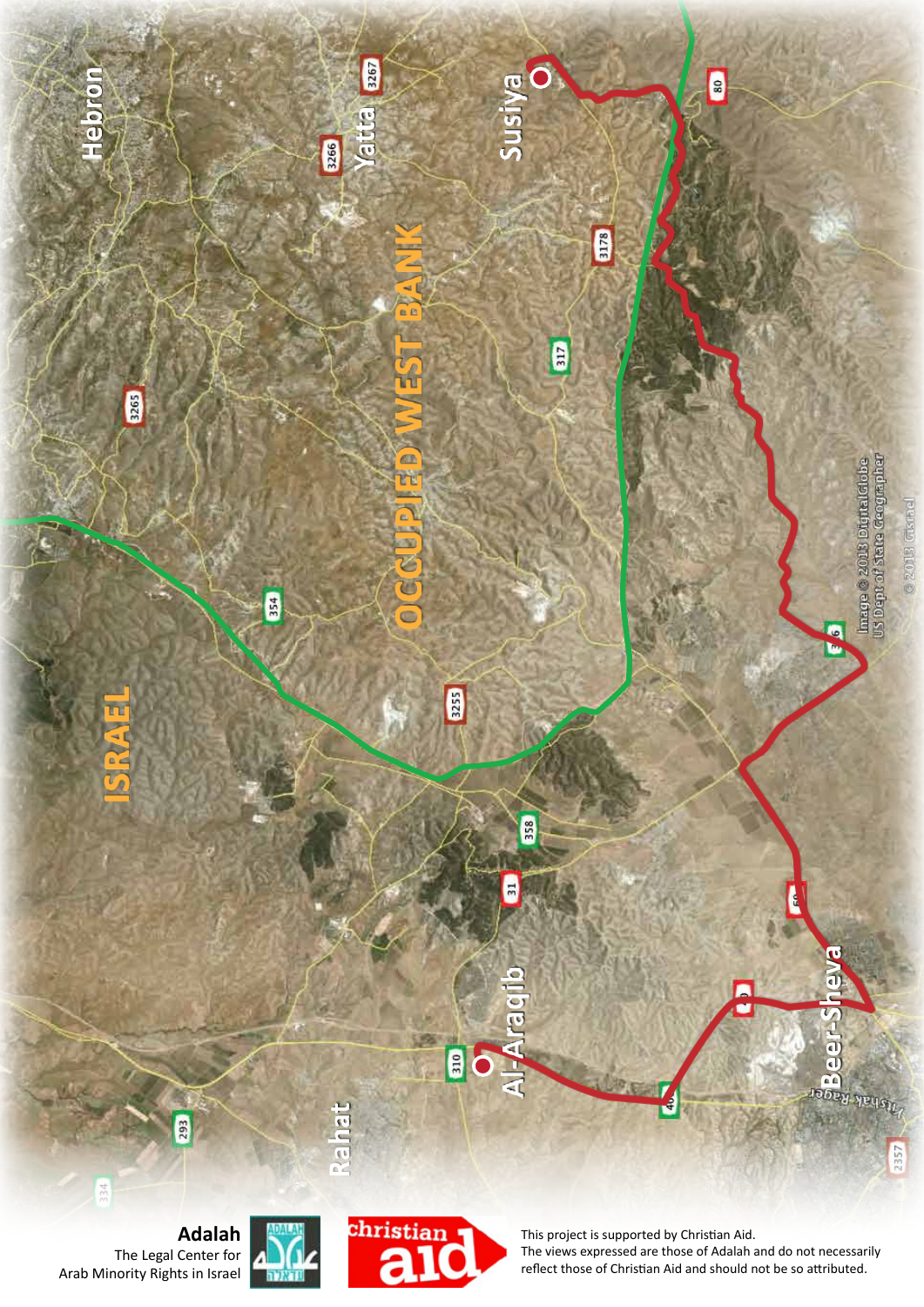Hebron

Yatta

Susiya

OCCUPIED WEST BANK

ISRAEL

Al-Araqib

Rahat

Beer-Sheva

Yitshak Rager

Image © 2013 DigitalGlobe
US Dept of State Geographer
© 2013 GIsrael

3267 3266 80 3178 317 3265 354 3255 358 31 310 293 334 40 2357

**Adalah**
The Legal Center for
Arab Minority Rights in Israel

christian aid

This project is supported by Christian Aid.
The views expressed are those of Adalah and do not necessarily reflect those of Christian Aid and should not be so attributed.